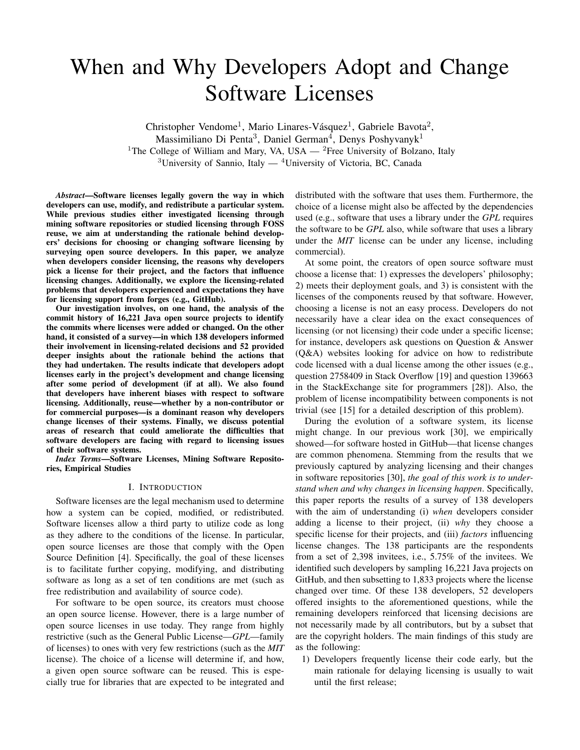# When and Why Developers Adopt and Change Software Licenses

Christopher Vendome[1], Mario Linares-Vásquez[1], Gabriele Bavota[2], Massimiliano Di Penta[3], Daniel German[4], Denys Poshyvanyk[1]

[1]The College of William and Mary, VA, USA — [2]Free University of Bolzano, Italy
[3]University of Sannio, Italy — [4]University of Victoria, BC, Canada

***Abstract*—Software licenses legally govern the way in which developers can use, modify, and redistribute a particular system. While previous studies either investigated licensing through mining software repositories or studied licensing through FOSS reuse, we aim at understanding the rationale behind developers' decisions for choosing or changing software licensing by surveying open source developers. In this paper, we analyze when developers consider licensing, the reasons why developers pick a license for their project, and the factors that influence licensing changes. Additionally, we explore the licensing-related problems that developers experienced and expectations they have for licensing support from forges (e.g., GitHub).**

**Our investigation involves, on one hand, the analysis of the commit history of 16,221 Java open source projects to identify the commits where licenses were added or changed. On the other hand, it consisted of a survey—in which 138 developers informed their involvement in licensing-related decisions and 52 provided deeper insights about the rationale behind the actions that they had undertaken. The results indicate that developers adopt licenses early in the project's development and change licensing after some period of development (if at all). We also found that developers have inherent biases with respect to software licensing. Additionally, reuse—whether by a non-contributor or for commercial purposes—is a dominant reason why developers change licenses of their systems. Finally, we discuss potential areas of research that could ameliorate the difficulties that software developers are facing with regard to licensing issues of their software systems.**

***Index Terms*—Software Licenses, Mining Software Repositories, Empirical Studies**

## I. Introduction

Software licenses are the legal mechanism used to determine how a system can be copied, modified, or redistributed. Software licenses allow a third party to utilize code as long as they adhere to the conditions of the license. In particular, open source licenses are those that comply with the Open Source Definition [4]. Specifically, the goal of these licenses is to facilitate further copying, modifying, and distributing software as long as a set of ten conditions are met (such as free redistribution and availability of source code).

For software to be open source, its creators must choose an open source license. However, there is a large number of open source licenses in use today. They range from highly restrictive (such as the General Public License—*GPL*—family of licenses) to ones with very few restrictions (such as the *MIT* license). The choice of a license will determine if, and how, a given open source software can be reused. This is especially true for libraries that are expected to be integrated and distributed with the software that uses them. Furthermore, the choice of a license might also be affected by the dependencies used (e.g., software that uses a library under the *GPL* requires the software to be *GPL* also, while software that uses a library under the *MIT* license can be under any license, including commercial).

At some point, the creators of open source software must choose a license that: 1) expresses the developers' philosophy; 2) meets their deployment goals, and 3) is consistent with the licenses of the components reused by that software. However, choosing a license is not an easy process. Developers do not necessarily have a clear idea on the exact consequences of licensing (or not licensing) their code under a specific license; for instance, developers ask questions on Question & Answer (Q&A) websites looking for advice on how to redistribute code licensed with a dual license among the other issues (e.g., question 2758409 in Stack Overflow [19] and question 139663 in the StackExchange site for programmers [28]). Also, the problem of license incompatibility between components is not trivial (see [15] for a detailed description of this problem).

During the evolution of a software system, its license might change. In our previous work [30], we empirically showed—for software hosted in GitHub—that license changes are common phenomena. Stemming from the results that we previously captured by analyzing licensing and their changes in software repositories [30], *the goal of this work is to understand when and why changes in licensing happen*. Specifically, this paper reports the results of a survey of 138 developers with the aim of understanding (i) *when* developers consider adding a license to their project, (ii) *why* they choose a specific license for their projects, and (iii) *factors* influencing license changes. The 138 participants are the respondents from a set of 2,398 invitees, i.e., 5.75% of the invitees. We identified such developers by sampling 16,221 Java projects on GitHub, and then subsetting to 1,833 projects where the license changed over time. Of these 138 developers, 52 developers offered insights to the aforementioned questions, while the remaining developers reinforced that licensing decisions are not necessarily made by all contributors, but by a subset that are the copyright holders. The main findings of this study are as the following:

1) Developers frequently license their code early, but the main rationale for delaying licensing is usually to wait until the first release;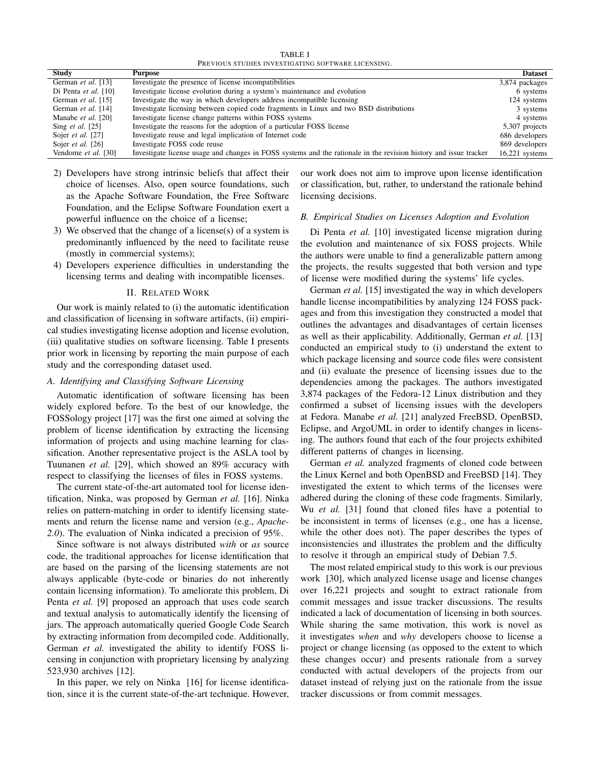TABLE I
PREVIOUS STUDIES INVESTIGATING SOFTWARE LICENSING.

| Study | Purpose | Dataset |
|---|---|---|
| German *et al.* [13] | Investigate the presence of license incompatibilities | 3,874 packages |
| Di Penta *et al.* [10] | Investigate license evolution during a system's maintenance and evolution | 6 systems |
| German *et al.* [15] | Investigate the way in which developers address incompatible licensing | 124 systems |
| German *et al.* [14] | Investigate licensing between copied code fragments in Linux and two BSD distributions | 3 systems |
| Manabe *et al.* [20] | Investigate license change patterns within FOSS systems | 4 systems |
| Sing *et al.* [25] | Investigate the reasons for the adoption of a particular FOSS license | 5,307 projects |
| Sojer *et al.* [27] | Investigate reuse and legal implication of Internet code | 686 developers |
| Sojer *et al.* [26] | Investigate FOSS code reuse | 869 developers |
| Vendome *et al.* [30] | Investigate license usage and changes in FOSS systems and the rationale in the revision history and issue tracker | 16,221 systems |

2) Developers have strong intrinsic beliefs that affect their choice of licenses. Also, open source foundations, such as the Apache Software Foundation, the Free Software Foundation, and the Eclipse Software Foundation exert a powerful influence on the choice of a license;
3) We observed that the change of a license(s) of a system is predominantly influenced by the need to facilitate reuse (mostly in commercial systems);
4) Developers experience difficulties in understanding the licensing terms and dealing with incompatible licenses.

## II. RELATED WORK

Our work is mainly related to (i) the automatic identification and classification of licensing in software artifacts, (ii) empirical studies investigating license adoption and license evolution, (iii) qualitative studies on software licensing. Table I presents prior work in licensing by reporting the main purpose of each study and the corresponding dataset used.

### A. Identifying and Classifying Software Licensing

Automatic identification of software licensing has been widely explored before. To the best of our knowledge, the FOSSology project [17] was the first one aimed at solving the problem of license identification by extracting the licensing information of projects and using machine learning for classification. Another representative project is the ASLA tool by Tuunanen *et al.* [29], which showed an 89% accuracy with respect to classifying the licenses of files in FOSS systems.

The current state-of-the-art automated tool for license identification, Ninka, was proposed by German *et al.* [16]. Ninka relies on pattern-matching in order to identify licensing statements and return the license name and version (e.g., *Apache-2.0*). The evaluation of Ninka indicated a precision of 95%.

Since software is not always distributed *with* or *as* source code, the traditional approaches for license identification that are based on the parsing of the licensing statements are not always applicable (byte-code or binaries do not inherently contain licensing information). To ameliorate this problem, Di Penta *et al.* [9] proposed an approach that uses code search and textual analysis to automatically identify the licensing of jars. The approach automatically queried Google Code Search by extracting information from decompiled code. Additionally, German *et al.* investigated the ability to identify FOSS licensing in conjunction with proprietary licensing by analyzing 523,930 archives [12].

In this paper, we rely on Ninka [16] for license identification, since it is the current state-of-the-art technique. However, our work does not aim to improve upon license identification or classification, but, rather, to understand the rationale behind licensing decisions.

### B. Empirical Studies on Licenses Adoption and Evolution

Di Penta *et al.* [10] investigated license migration during the evolution and maintenance of six FOSS projects. While the authors were unable to find a generalizable pattern among the projects, the results suggested that both version and type of license were modified during the systems' life cycles.

German *et al.* [15] investigated the way in which developers handle license incompatibilities by analyzing 124 FOSS packages and from this investigation they constructed a model that outlines the advantages and disadvantages of certain licenses as well as their applicability. Additionally, German *et al.* [13] conducted an empirical study to (i) understand the extent to which package licensing and source code files were consistent and (ii) evaluate the presence of licensing issues due to the dependencies among the packages. The authors investigated 3,874 packages of the Fedora-12 Linux distribution and they confirmed a subset of licensing issues with the developers at Fedora. Manabe *et al.* [21] analyzed FreeBSD, OpenBSD, Eclipse, and ArgoUML in order to identify changes in licensing. The authors found that each of the four projects exhibited different patterns of changes in licensing.

German *et al.* analyzed fragments of cloned code between the Linux Kernel and both OpenBSD and FreeBSD [14]. They investigated the extent to which terms of the licenses were adhered during the cloning of these code fragments. Similarly, Wu *et al.* [31] found that cloned files have a potential to be inconsistent in terms of licenses (e.g., one has a license, while the other does not). The paper describes the types of inconsistencies and illustrates the problem and the difficulty to resolve it through an empirical study of Debian 7.5.

The most related empirical study to this work is our previous work [30], which analyzed license usage and license changes over 16,221 projects and sought to extract rationale from commit messages and issue tracker discussions. The results indicated a lack of documentation of licensing in both sources. While sharing the same motivation, this work is novel as it investigates *when* and *why* developers choose to license a project or change licensing (as opposed to the extent to which these changes occur) and presents rationale from a survey conducted with actual developers of the projects from our dataset instead of relying just on the rationale from the issue tracker discussions or from commit messages.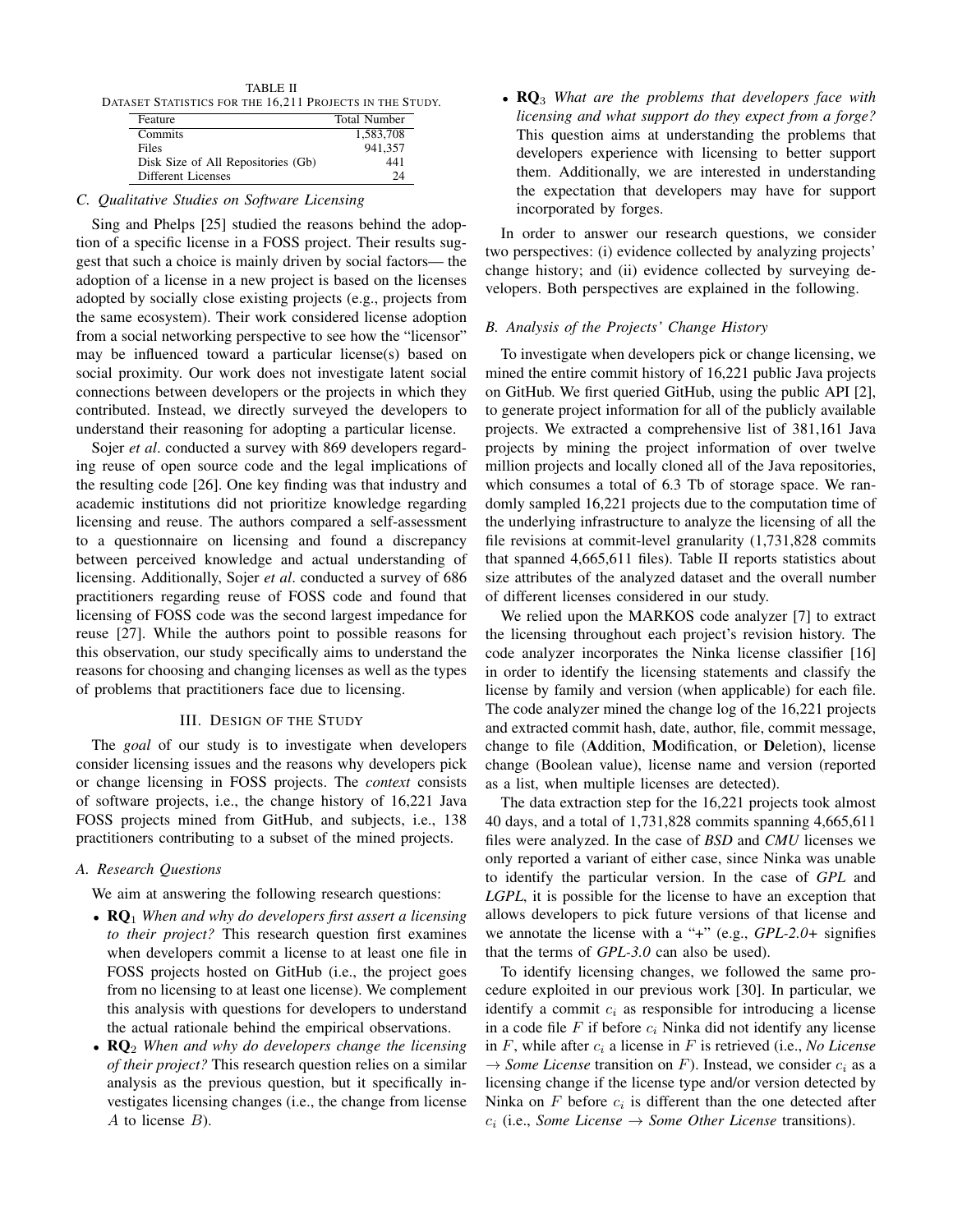TABLE II
DATASET STATISTICS FOR THE 16,211 PROJECTS IN THE STUDY.

| Feature | Total Number |
|---|---|
| Commits | 1,583,708 |
| Files | 941,357 |
| Disk Size of All Repositories (Gb) | 441 |
| Different Licenses | 24 |

### C. Qualitative Studies on Software Licensing

Sing and Phelps [25] studied the reasons behind the adoption of a specific license in a FOSS project. Their results suggest that such a choice is mainly driven by social factors— the adoption of a license in a new project is based on the licenses adopted by socially close existing projects (e.g., projects from the same ecosystem). Their work considered license adoption from a social networking perspective to see how the "licensor" may be influenced toward a particular license(s) based on social proximity. Our work does not investigate latent social connections between developers or the projects in which they contributed. Instead, we directly surveyed the developers to understand their reasoning for adopting a particular license.

Sojer *et al*. conducted a survey with 869 developers regarding reuse of open source code and the legal implications of the resulting code [26]. One key finding was that industry and academic institutions did not prioritize knowledge regarding licensing and reuse. The authors compared a self-assessment to a questionnaire on licensing and found a discrepancy between perceived knowledge and actual understanding of licensing. Additionally, Sojer *et al*. conducted a survey of 686 practitioners regarding reuse of FOSS code and found that licensing of FOSS code was the second largest impedance for reuse [27]. While the authors point to possible reasons for this observation, our study specifically aims to understand the reasons for choosing and changing licenses as well as the types of problems that practitioners face due to licensing.

## III. DESIGN OF THE STUDY

The *goal* of our study is to investigate when developers consider licensing issues and the reasons why developers pick or change licensing in FOSS projects. The *context* consists of software projects, i.e., the change history of 16,221 Java FOSS projects mined from GitHub, and subjects, i.e., 138 practitioners contributing to a subset of the mined projects.

### A. Research Questions

We aim at answering the following research questions:

- **RQ**$_1$ *When and why do developers first assert a licensing to their project?* This research question first examines when developers commit a license to at least one file in FOSS projects hosted on GitHub (i.e., the project goes from no licensing to at least one license). We complement this analysis with questions for developers to understand the actual rationale behind the empirical observations.
- **RQ**$_2$ *When and why do developers change the licensing of their project?* This research question relies on a similar analysis as the previous question, but it specifically investigates licensing changes (i.e., the change from license $A$ to license $B$).
- **RQ**$_3$ *What are the problems that developers face with licensing and what support do they expect from a forge?* This question aims at understanding the problems that developers experience with licensing to better support them. Additionally, we are interested in understanding the expectation that developers may have for support incorporated by forges.

In order to answer our research questions, we consider two perspectives: (i) evidence collected by analyzing projects' change history; and (ii) evidence collected by surveying developers. Both perspectives are explained in the following.

### B. Analysis of the Projects' Change History

To investigate when developers pick or change licensing, we mined the entire commit history of 16,221 public Java projects on GitHub. We first queried GitHub, using the public API [2], to generate project information for all of the publicly available projects. We extracted a comprehensive list of 381,161 Java projects by mining the project information of over twelve million projects and locally cloned all of the Java repositories, which consumes a total of 6.3 Tb of storage space. We randomly sampled 16,221 projects due to the computation time of the underlying infrastructure to analyze the licensing of all the file revisions at commit-level granularity (1,731,828 commits that spanned 4,665,611 files). Table II reports statistics about size attributes of the analyzed dataset and the overall number of different licenses considered in our study.

We relied upon the MARKOS code analyzer [7] to extract the licensing throughout each project's revision history. The code analyzer incorporates the Ninka license classifier [16] in order to identify the licensing statements and classify the license by family and version (when applicable) for each file. The code analyzer mined the change log of the 16,221 projects and extracted commit hash, date, author, file, commit message, change to file (**A**ddition, **M**odification, or **D**eletion), license change (Boolean value), license name and version (reported as a list, when multiple licenses are detected).

The data extraction step for the 16,221 projects took almost 40 days, and a total of 1,731,828 commits spanning 4,665,611 files were analyzed. In the case of *BSD* and *CMU* licenses we only reported a variant of either case, since Ninka was unable to identify the particular version. In the case of *GPL* and *LGPL*, it is possible for the license to have an exception that allows developers to pick future versions of that license and we annotate the license with a "+" (e.g., *GPL-2.0+* signifies that the terms of *GPL-3.0* can also be used).

To identify licensing changes, we followed the same procedure exploited in our previous work [30]. In particular, we identify a commit $c_i$ as responsible for introducing a license in a code file $F$ if before $c_i$ Ninka did not identify any license in $F$, while after $c_i$ a license in $F$ is retrieved (i.e., *No License* $\rightarrow$ *Some License* transition on $F$). Instead, we consider $c_i$ as a licensing change if the license type and/or version detected by Ninka on $F$ before $c_i$ is different than the one detected after $c_i$ (i.e., *Some License* $\rightarrow$ *Some Other License* transitions).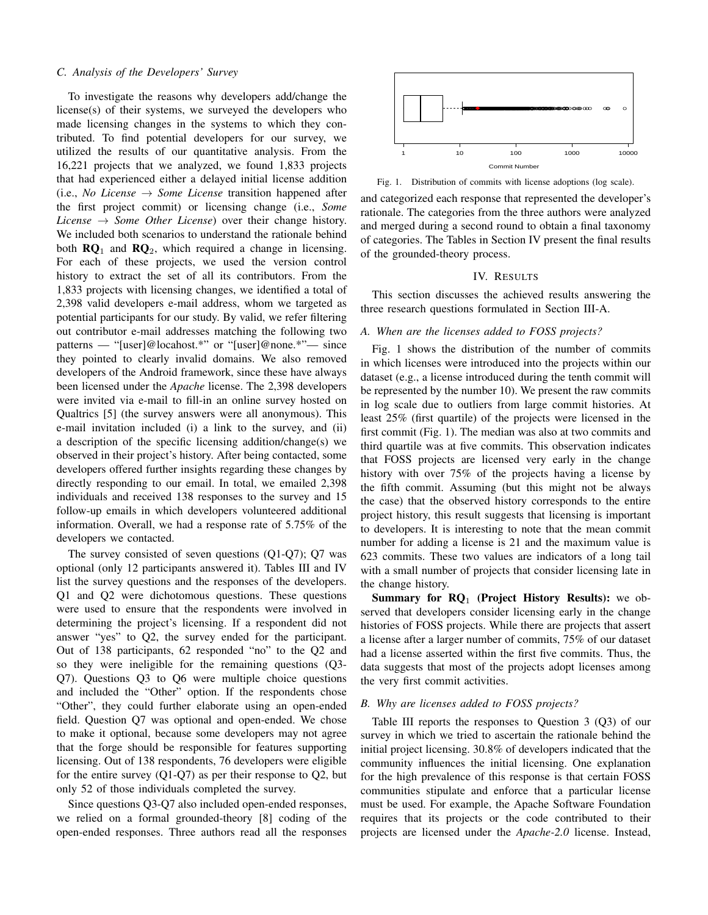### C. Analysis of the Developers' Survey

To investigate the reasons why developers add/change the license(s) of their systems, we surveyed the developers who made licensing changes in the systems to which they contributed. To find potential developers for our survey, we utilized the results of our quantitative analysis. From the 16,221 projects that we analyzed, we found 1,833 projects that had experienced either a delayed initial license addition (i.e., *No License* → *Some License* transition happened after the first project commit) or licensing change (i.e., *Some License* → *Some Other License*) over their change history. We included both scenarios to understand the rationale behind both **RQ**$_1$ and **RQ**$_2$, which required a change in licensing. For each of these projects, we used the version control history to extract the set of all its contributors. From the 1,833 projects with licensing changes, we identified a total of 2,398 valid developers e-mail address, whom we targeted as potential participants for our study. By valid, we refer filtering out contributor e-mail addresses matching the following two patterns — "[user]@locahost.*" or "[user]@none.*"— since they pointed to clearly invalid domains. We also removed developers of the Android framework, since these have always been licensed under the *Apache* license. The 2,398 developers were invited via e-mail to fill-in an online survey hosted on Qualtrics [5] (the survey answers were all anonymous). This e-mail invitation included (i) a link to the survey, and (ii) a description of the specific licensing addition/change(s) we observed in their project's history. After being contacted, some developers offered further insights regarding these changes by directly responding to our email. In total, we emailed 2,398 individuals and received 138 responses to the survey and 15 follow-up emails in which developers volunteered additional information. Overall, we had a response rate of 5.75% of the developers we contacted.

The survey consisted of seven questions (Q1-Q7); Q7 was optional (only 12 participants answered it). Tables III and IV list the survey questions and the responses of the developers. Q1 and Q2 were dichotomous questions. These questions were used to ensure that the respondents were involved in determining the project's licensing. If a respondent did not answer "yes" to Q2, the survey ended for the participant. Out of 138 participants, 62 responded "no" to the Q2 and so they were ineligible for the remaining questions (Q3-Q7). Questions Q3 to Q6 were multiple choice questions and included the "Other" option. If the respondents chose "Other", they could further elaborate using an open-ended field. Question Q7 was optional and open-ended. We chose to make it optional, because some developers may not agree that the forge should be responsible for features supporting licensing. Out of 138 respondents, 76 developers were eligible for the entire survey (Q1-Q7) as per their response to Q2, but only 52 of those individuals completed the survey.

Since questions Q3-Q7 also included open-ended responses, we relied on a formal grounded-theory [8] coding of the open-ended responses. Three authors read all the responses and categorized each response that represented the developer's rationale. The categories from the three authors were analyzed and merged during a second round to obtain a final taxonomy of categories. The Tables in Section IV present the final results of the grounded-theory process.

Fig. 1. Distribution of commits with license adoptions (log scale).

## IV. Results

This section discusses the achieved results answering the three research questions formulated in Section III-A.

### A. When are the licenses added to FOSS projects?

Fig. 1 shows the distribution of the number of commits in which licenses were introduced into the projects within our dataset (e.g., a license introduced during the tenth commit will be represented by the number 10). We present the raw commits in log scale due to outliers from large commit histories. At least 25% (first quartile) of the projects were licensed in the first commit (Fig. 1). The median was also at two commits and third quartile was at five commits. This observation indicates that FOSS projects are licensed very early in the change history with over 75% of the projects having a license by the fifth commit. Assuming (but this might not be always the case) that the observed history corresponds to the entire project history, this result suggests that licensing is important to developers. It is interesting to note that the mean commit number for adding a license is 21 and the maximum value is 623 commits. These two values are indicators of a long tail with a small number of projects that consider licensing late in the change history.

**Summary for RQ$_1$ (Project History Results):** we observed that developers consider licensing early in the change histories of FOSS projects. While there are projects that assert a license after a larger number of commits, 75% of our dataset had a license asserted within the first five commits. Thus, the data suggests that most of the projects adopt licenses among the very first commit activities.

### B. Why are licenses added to FOSS projects?

Table III reports the responses to Question 3 (Q3) of our survey in which we tried to ascertain the rationale behind the initial project licensing. 30.8% of developers indicated that the community influences the initial licensing. One explanation for the high prevalence of this response is that certain FOSS communities stipulate and enforce that a particular license must be used. For example, the Apache Software Foundation requires that its projects or the code contributed to their projects are licensed under the *Apache-2.0* license. Instead,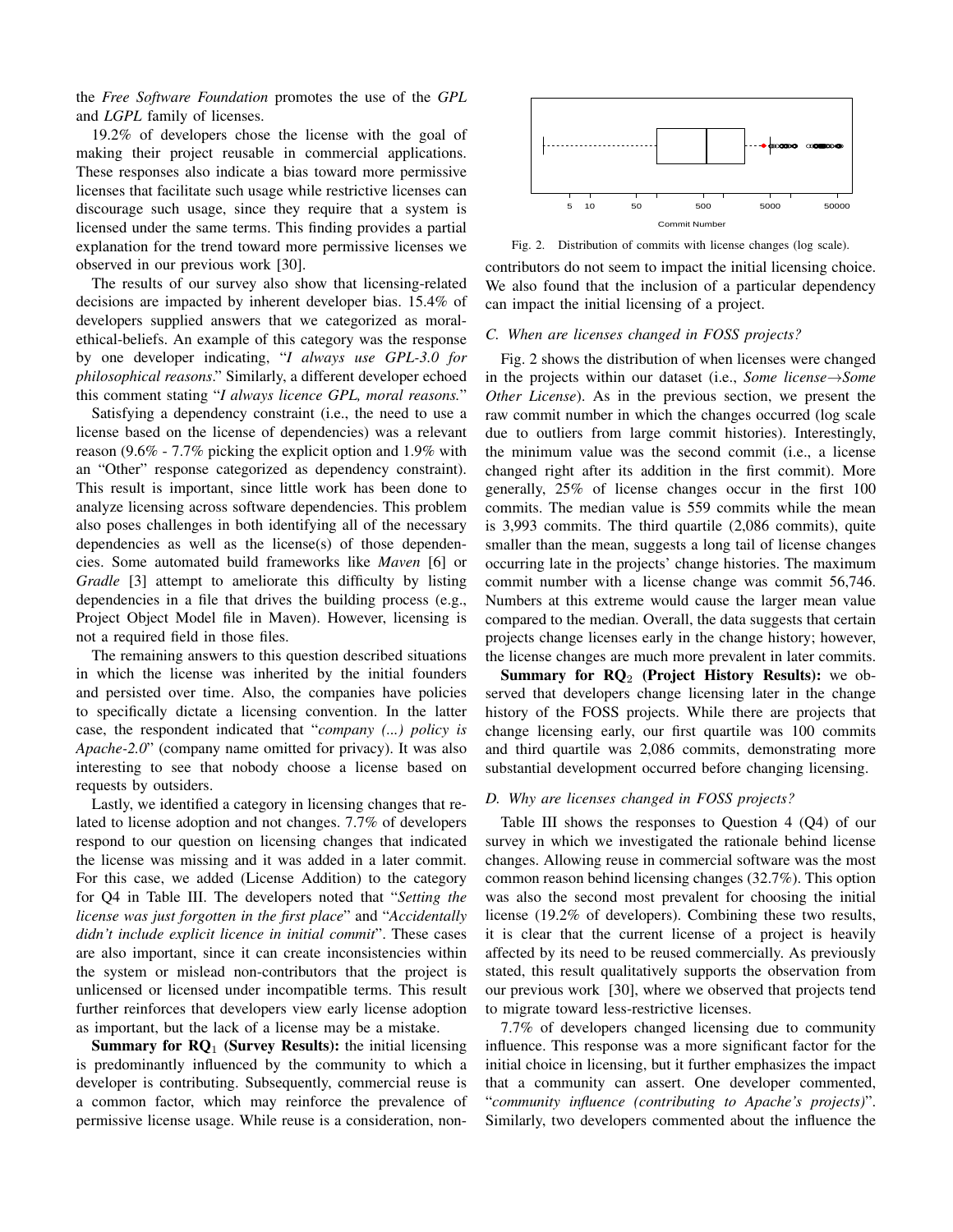the *Free Software Foundation* promotes the use of the *GPL* and *LGPL* family of licenses.

19.2% of developers chose the license with the goal of making their project reusable in commercial applications. These responses also indicate a bias toward more permissive licenses that facilitate such usage while restrictive licenses can discourage such usage, since they require that a system is licensed under the same terms. This finding provides a partial explanation for the trend toward more permissive licenses we observed in our previous work [30].

The results of our survey also show that licensing-related decisions are impacted by inherent developer bias. 15.4% of developers supplied answers that we categorized as moral-ethical-beliefs. An example of this category was the response by one developer indicating, "*I always use GPL-3.0 for philosophical reasons*." Similarly, a different developer echoed this comment stating "*I always licence GPL, moral reasons.*"

Satisfying a dependency constraint (i.e., the need to use a license based on the license of dependencies) was a relevant reason (9.6% - 7.7% picking the explicit option and 1.9% with an "Other" response categorized as dependency constraint). This result is important, since little work has been done to analyze licensing across software dependencies. This problem also poses challenges in both identifying all of the necessary dependencies as well as the license(s) of those dependencies. Some automated build frameworks like *Maven* [6] or *Gradle* [3] attempt to ameliorate this difficulty by listing dependencies in a file that drives the building process (e.g., Project Object Model file in Maven). However, licensing is not a required field in those files.

The remaining answers to this question described situations in which the license was inherited by the initial founders and persisted over time. Also, the companies have policies to specifically dictate a licensing convention. In the latter case, the respondent indicated that "*company (...) policy is Apache-2.0*" (company name omitted for privacy). It was also interesting to see that nobody choose a license based on requests by outsiders.

Lastly, we identified a category in licensing changes that related to license adoption and not changes. 7.7% of developers respond to our question on licensing changes that indicated the license was missing and it was added in a later commit. For this case, we added (License Addition) to the category for Q4 in Table III. The developers noted that "*Setting the license was just forgotten in the first place*" and "*Accidentally didn't include explicit licence in initial commit*". These cases are also important, since it can create inconsistencies within the system or mislead non-contributors that the project is unlicensed or licensed under incompatible terms. This result further reinforces that developers view early license adoption as important, but the lack of a license may be a mistake.

**Summary for RQ$_1$ (Survey Results):** the initial licensing is predominantly influenced by the community to which a developer is contributing. Subsequently, commercial reuse is a common factor, which may reinforce the prevalence of permissive license usage. While reuse is a consideration, non-contributors do not seem to impact the initial licensing choice. We also found that the inclusion of a particular dependency can impact the initial licensing of a project.

Fig. 2. Distribution of commits with license changes (log scale).

### C. When are licenses changed in FOSS projects?

Fig. 2 shows the distribution of when licenses were changed in the projects within our dataset (i.e., *Some license→Some Other License*). As in the previous section, we present the raw commit number in which the changes occurred (log scale due to outliers from large commit histories). Interestingly, the minimum value was the second commit (i.e., a license changed right after its addition in the first commit). More generally, 25% of license changes occur in the first 100 commits. The median value is 559 commits while the mean is 3,993 commits. The third quartile (2,086 commits), quite smaller than the mean, suggests a long tail of license changes occurring late in the projects' change histories. The maximum commit number with a license change was commit 56,746. Numbers at this extreme would cause the larger mean value compared to the median. Overall, the data suggests that certain projects change licenses early in the change history; however, the license changes are much more prevalent in later commits.

**Summary for RQ$_2$ (Project History Results):** we observed that developers change licensing later in the change history of the FOSS projects. While there are projects that change licensing early, our first quartile was 100 commits and third quartile was 2,086 commits, demonstrating more substantial development occurred before changing licensing.

### D. Why are licenses changed in FOSS projects?

Table III shows the responses to Question 4 (Q4) of our survey in which we investigated the rationale behind license changes. Allowing reuse in commercial software was the most common reason behind licensing changes (32.7%). This option was also the second most prevalent for choosing the initial license (19.2% of developers). Combining these two results, it is clear that the current license of a project is heavily affected by its need to be reused commercially. As previously stated, this result qualitatively supports the observation from our previous work [30], where we observed that projects tend to migrate toward less-restrictive licenses.

7.7% of developers changed licensing due to community influence. This response was a more significant factor for the initial choice in licensing, but it further emphasizes the impact that a community can assert. One developer commented, "*community influence (contributing to Apache's projects)*". Similarly, two developers commented about the influence the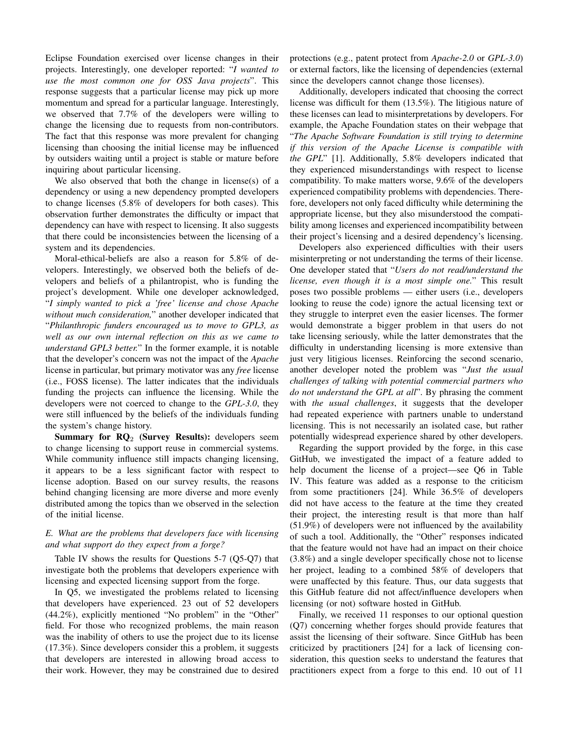Eclipse Foundation exercised over license changes in their projects. Interestingly, one developer reported: "*I wanted to use the most common one for OSS Java projects*". This response suggests that a particular license may pick up more momentum and spread for a particular language. Interestingly, we observed that 7.7% of the developers were willing to change the licensing due to requests from non-contributors. The fact that this response was more prevalent for changing licensing than choosing the initial license may be influenced by outsiders waiting until a project is stable or mature before inquiring about particular licensing.

We also observed that both the change in license(s) of a dependency or using a new dependency prompted developers to change licenses (5.8% of developers for both cases). This observation further demonstrates the difficulty or impact that dependency can have with respect to licensing. It also suggests that there could be inconsistencies between the licensing of a system and its dependencies.

Moral-ethical-beliefs are also a reason for 5.8% of developers. Interestingly, we observed both the beliefs of developers and beliefs of a philantropist, who is funding the project's development. While one developer acknowledged, "*I simply wanted to pick a 'free' license and chose Apache without much consideration,*" another developer indicated that "*Philanthropic funders encouraged us to move to GPL3, as well as our own internal reflection on this as we came to understand GPL3 better.*" In the former example, it is notable that the developer's concern was not the impact of the *Apache* license in particular, but primary motivator was any *free* license (i.e., FOSS license). The latter indicates that the individuals funding the projects can influence the licensing. While the developers were not coerced to change to the *GPL-3.0*, they were still influenced by the beliefs of the individuals funding the system's change history.

**Summary for RQ$_2$ (Survey Results):** developers seem to change licensing to support reuse in commercial systems. While community influence still impacts changing licensing, it appears to be a less significant factor with respect to license adoption. Based on our survey results, the reasons behind changing licensing are more diverse and more evenly distributed among the topics than we observed in the selection of the initial license.

### *E. What are the problems that developers face with licensing and what support do they expect from a forge?*

Table IV shows the results for Questions 5-7 (Q5-Q7) that investigate both the problems that developers experience with licensing and expected licensing support from the forge.

In Q5, we investigated the problems related to licensing that developers have experienced. 23 out of 52 developers (44.2%), explicitly mentioned "No problem" in the "Other" field. For those who recognized problems, the main reason was the inability of others to use the project due to its license (17.3%). Since developers consider this a problem, it suggests that developers are interested in allowing broad access to their work. However, they may be constrained due to desired protections (e.g., patent protect from *Apache-2.0* or *GPL-3.0*) or external factors, like the licensing of dependencies (external since the developers cannot change those licenses).

Additionally, developers indicated that choosing the correct license was difficult for them (13.5%). The litigious nature of these licenses can lead to misinterpretations by developers. For example, the Apache Foundation states on their webpage that "*The Apache Software Foundation is still trying to determine if this version of the Apache License is compatible with the GPL*" [1]. Additionally, 5.8% developers indicated that they experienced misunderstandings with respect to license compatibility. To make matters worse, 9.6% of the developers experienced compatibility problems with dependencies. Therefore, developers not only faced difficulty while determining the appropriate license, but they also misunderstood the compatibility among licenses and experienced incompatibility between their project's licensing and a desired dependency's licensing.

Developers also experienced difficulties with their users misinterpreting or not understanding the terms of their license. One developer stated that "*Users do not read/understand the license, even though it is a most simple one.*" This result poses two possible problems — either users (i.e., developers looking to reuse the code) ignore the actual licensing text or they struggle to interpret even the easier licenses. The former would demonstrate a bigger problem in that users do not take licensing seriously, while the latter demonstrates that the difficulty in understanding licensing is more extensive than just very litigious licenses. Reinforcing the second scenario, another developer noted the problem was "*Just the usual challenges of talking with potential commercial partners who do not understand the GPL at all*". By phrasing the comment with *the usual challenges*, it suggests that the developer had repeated experience with partners unable to understand licensing. This is not necessarily an isolated case, but rather potentially widespread experience shared by other developers.

Regarding the support provided by the forge, in this case GitHub, we investigated the impact of a feature added to help document the license of a project—see Q6 in Table IV. This feature was added as a response to the criticism from some practitioners [24]. While 36.5% of developers did not have access to the feature at the time they created their project, the interesting result is that more than half (51.9%) of developers were not influenced by the availability of such a tool. Additionally, the "Other" responses indicated that the feature would not have had an impact on their choice (3.8%) and a single developer specifically chose not to license her project, leading to a combined 58% of developers that were unaffected by this feature. Thus, our data suggests that this GitHub feature did not affect/influence developers when licensing (or not) software hosted in GitHub.

Finally, we received 11 responses to our optional question (Q7) concerning whether forges should provide features that assist the licensing of their software. Since GitHub has been criticized by practitioners [24] for a lack of licensing consideration, this question seeks to understand the features that practitioners expect from a forge to this end. 10 out of 11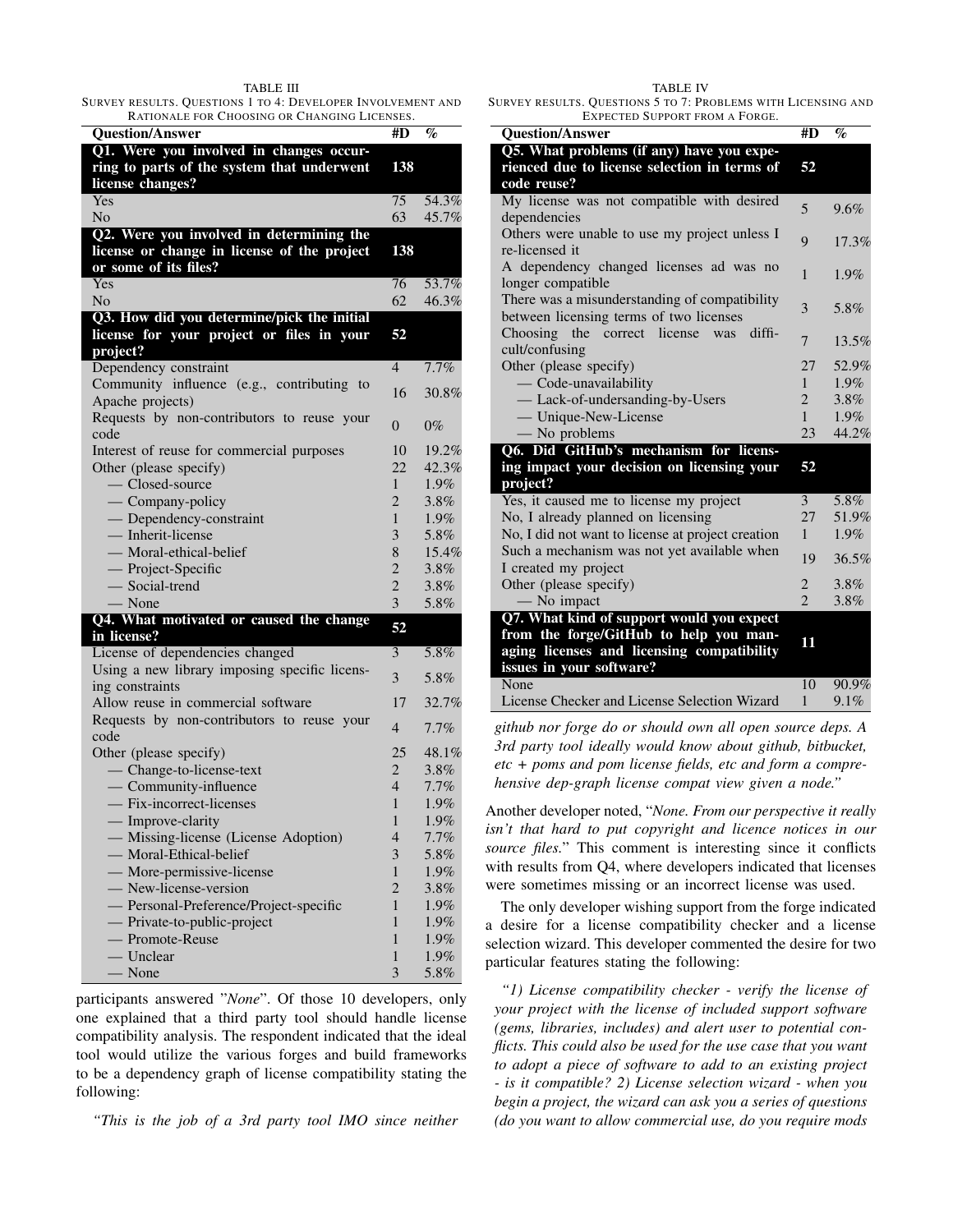TABLE III
SURVEY RESULTS. QUESTIONS 1 TO 4: DEVELOPER INVOLVEMENT AND RATIONALE FOR CHOOSING OR CHANGING LICENSES.

| Question/Answer | #D | % |
|---|---|---|
| **Q1. Were you involved in changes occurring to parts of the system that underwent license changes?** | **138** | |
| Yes | 75 | 54.3% |
| No | 63 | 45.7% |
| **Q2. Were you involved in determining the license or change in license of the project or some of its files?** | **138** | |
| Yes | 76 | 53.7% |
| No | 62 | 46.3% |
| **Q3. How did you determine/pick the initial license for your project or files in your project?** | **52** | |
| Dependency constraint | 4 | 7.7% |
| Community influence (e.g., contributing to Apache projects) | 16 | 30.8% |
| Requests by non-contributors to reuse your code | 0 | 0% |
| Interest of reuse for commercial purposes | 10 | 19.2% |
| Other (please specify) | 22 | 42.3% |
| — Closed-source | 1 | 1.9% |
| — Company-policy | 2 | 3.8% |
| — Dependency-constraint | 1 | 1.9% |
| — Inherit-license | 3 | 5.8% |
| — Moral-ethical-belief | 8 | 15.4% |
| — Project-Specific | 2 | 3.8% |
| — Social-trend | 2 | 3.8% |
| — None | 3 | 5.8% |
| **Q4. What motivated or caused the change in license?** | **52** | |
| License of dependencies changed | 3 | 5.8% |
| Using a new library imposing specific licensing constraints | 3 | 5.8% |
| Allow reuse in commercial software | 17 | 32.7% |
| Requests by non-contributors to reuse your code | 4 | 7.7% |
| Other (please specify) | 25 | 48.1% |
| — Change-to-license-text | 2 | 3.8% |
| — Community-influence | 4 | 7.7% |
| — Fix-incorrect-licenses | 1 | 1.9% |
| — Improve-clarity | 1 | 1.9% |
| — Missing-license (License Adoption) | 4 | 7.7% |
| — Moral-Ethical-belief | 3 | 5.8% |
| — More-permissive-license | 1 | 1.9% |
| — New-license-version | 2 | 3.8% |
| — Personal-Preference/Project-specific | 1 | 1.9% |
| — Private-to-public-project | 1 | 1.9% |
| — Promote-Reuse | 1 | 1.9% |
| — Unclear | 1 | 1.9% |
| — None | 3 | 5.8% |

participants answered "*None*". Of those 10 developers, only one explained that a third party tool should handle license compatibility analysis. The respondent indicated that the ideal tool would utilize the various forges and build frameworks to be a dependency graph of license compatibility stating the following:

*"This is the job of a 3rd party tool IMO since neither github nor forge do or should own all open source deps. A 3rd party tool ideally would know about github, bitbucket, etc + poms and pom license fields, and form a comprehensive dep-graph license compat view given a node."*

TABLE IV
SURVEY RESULTS. QUESTIONS 5 TO 7: PROBLEMS WITH LICENSING AND EXPECTED SUPPORT FROM A FORGE.

| Question/Answer | #D | % |
|---|---|---|
| **Q5. What problems (if any) have you experienced due to license selection in terms of code reuse?** | **52** | |
| My license was not compatible with desired dependencies | 5 | 9.6% |
| Others were unable to use my project unless I re-licensed it | 9 | 17.3% |
| A dependency changed licenses ad was no longer compatible | 1 | 1.9% |
| There was a misunderstanding of compatibility between licensing terms of two licenses | 3 | 5.8% |
| Choosing the correct license was difficult/confusing | 7 | 13.5% |
| Other (please specify) | 27 | 52.9% |
| — Code-unavailability | 1 | 1.9% |
| — Lack-of-undersanding-by-Users | 2 | 3.8% |
| — Unique-New-License | 1 | 1.9% |
| — No problems | 23 | 44.2% |
| **Q6. Did GitHub's mechanism for licensing impact your decision on licensing your project?** | **52** | |
| Yes, it caused me to license my project | 3 | 5.8% |
| No, I already planned on licensing | 27 | 51.9% |
| No, I did not want to license at project creation | 1 | 1.9% |
| Such a mechanism was not yet available when I created my project | 19 | 36.5% |
| Other (please specify) | 2 | 3.8% |
| — No impact | 2 | 3.8% |
| **Q7. What kind of support would you expect from the forge/GitHub to help you managing licenses and licensing compatibility issues in your software?** | **11** | |
| None | 10 | 90.9% |
| License Checker and License Selection Wizard | 1 | 9.1% |

Another developer noted, "*None. From our perspective it really isn't that hard to put copyright and licence notices in our source files.*" This comment is interesting since it conflicts with results from Q4, where developers indicated that licenses were sometimes missing or an incorrect license was used.

The only developer wishing support from the forge indicated a desire for a license compatibility checker and a license selection wizard. This developer commented the desire for two particular features stating the following:

*"1) License compatibility checker - verify the license of your project with the license of included support software (gems, libraries, includes) and alert user to potential conflicts. This could also be used for the use case that you want to adopt a piece of software to add to an existing project - is it compatible? 2) License selection wizard - when you begin a project, the wizard can ask you a series of questions (do you want to allow commercial use, do you require mods*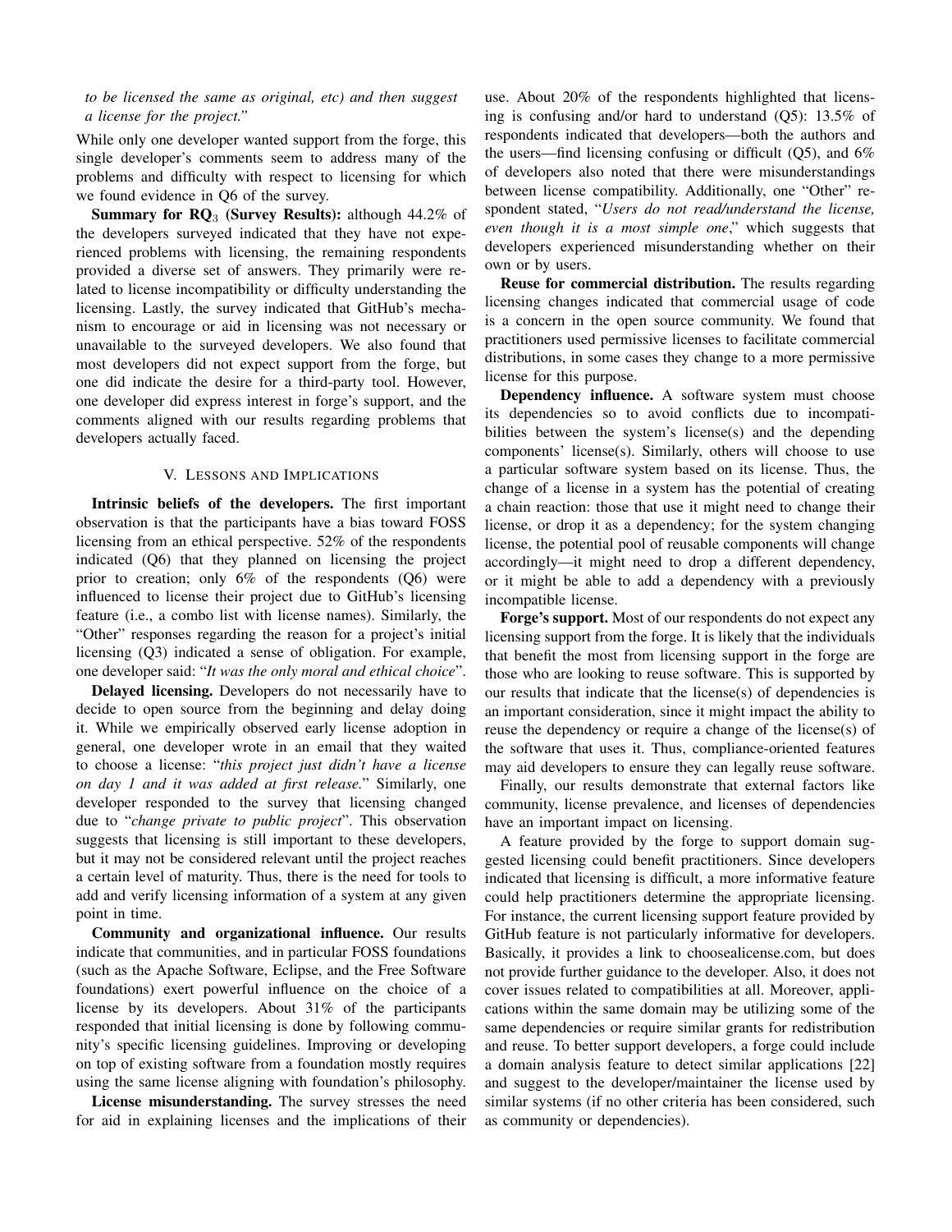*to be licensed the same as original, etc) and then suggest a license for the project."*

While only one developer wanted support from the forge, this single developer's comments seem to address many of the problems and difficulty with respect to licensing for which we found evidence in Q6 of the survey.

**Summary for RQ$_3$ (Survey Results):** although 44.2% of the developers surveyed indicated that they have not experienced problems with licensing, the remaining respondents provided a diverse set of answers. They primarily were related to license incompatibility or difficulty understanding the licensing. Lastly, the survey indicated that GitHub's mechanism to encourage or aid in licensing was not necessary or unavailable to the surveyed developers. We also found that most developers did not expect support from the forge, but one did indicate the desire for a third-party tool. However, one developer did express interest in forge's support, and the comments aligned with our results regarding problems that developers actually faced.

## V. Lessons and Implications

**Intrinsic beliefs of the developers.** The first important observation is that the participants have a bias toward FOSS licensing from an ethical perspective. 52% of the respondents indicated (Q6) that they planned on licensing the project prior to creation; only 6% of the respondents (Q6) were influenced to license their project due to GitHub's licensing feature (i.e., a combo list with license names). Similarly, the "Other" responses regarding the reason for a project's initial licensing (Q3) indicated a sense of obligation. For example, one developer said: "*It was the only moral and ethical choice*".

**Delayed licensing.** Developers do not necessarily have to decide to open source from the beginning and delay doing it. While we empirically observed early license adoption in general, one developer wrote in an email that they waited to choose a license: "*this project just didn't have a license on day 1 and it was added at first release.*" Similarly, one developer responded to the survey that licensing changed due to "*change private to public project*". This observation suggests that licensing is still important to these developers, but it may not be considered relevant until the project reaches a certain level of maturity. Thus, there is the need for tools to add and verify licensing information of a system at any given point in time.

**Community and organizational influence.** Our results indicate that communities, and in particular FOSS foundations (such as the Apache Software, Eclipse, and the Free Software foundations) exert powerful influence on the choice of a license by its developers. About 31% of the participants responded that initial licensing is done by following community's specific licensing guidelines. Improving or developing on top of existing software from a foundation mostly requires using the same license aligning with foundation's philosophy.

**License misunderstanding.** The survey stresses the need for aid in explaining licenses and the implications of their use. About 20% of the respondents highlighted that licensing is confusing and/or hard to understand (Q5): 13.5% of respondents indicated that developers—both the authors and the users—find licensing confusing or difficult (Q5), and 6% of developers also noted that there were misunderstandings between license compatibility. Additionally, one "Other" respondent stated, "*Users do not read/understand the license, even though it is a most simple one*," which suggests that developers experienced misunderstanding whether on their own or by users.

**Reuse for commercial distribution.** The results regarding licensing changes indicated that commercial usage of code is a concern in the open source community. We found that practitioners used permissive licenses to facilitate commercial distributions, in some cases they change to a more permissive license for this purpose.

**Dependency influence.** A software system must choose its dependencies so to avoid conflicts due to incompatibilities between the system's license(s) and the depending components' license(s). Similarly, others will choose to use a particular software system based on its license. Thus, the change of a license in a system has the potential of creating a chain reaction: those that use it might need to change their license, or drop it as a dependency; for the system changing license, the potential pool of reusable components will change accordingly—it might need to drop a different dependency, or it might be able to add a dependency with a previously incompatible license.

**Forge's support.** Most of our respondents do not expect any licensing support from the forge. It is likely that the individuals that benefit the most from licensing support in the forge are those who are looking to reuse software. This is supported by our results that indicate that the license(s) of dependencies is an important consideration, since it might impact the ability to reuse the dependency or require a change of the license(s) of the software that uses it. Thus, compliance-oriented features may aid developers to ensure they can legally reuse software.

Finally, our results demonstrate that external factors like community, license prevalence, and licenses of dependencies have an important impact on licensing.

A feature provided by the forge to support domain suggested licensing could benefit practitioners. Since developers indicated that licensing is difficult, a more informative feature could help practitioners determine the appropriate licensing. For instance, the current licensing support feature provided by GitHub feature is not particularly informative for developers. Basically, it provides a link to choosealicense.com, but does not provide further guidance to the developer. Also, it does not cover issues related to compatibilities at all. Moreover, applications within the same domain may be utilizing some of the same dependencies or require similar grants for redistribution and reuse. To better support developers, a forge could include a domain analysis feature to detect similar applications [22] and suggest to the developer/maintainer the license used by similar systems (if no other criteria has been considered, such as community or dependencies).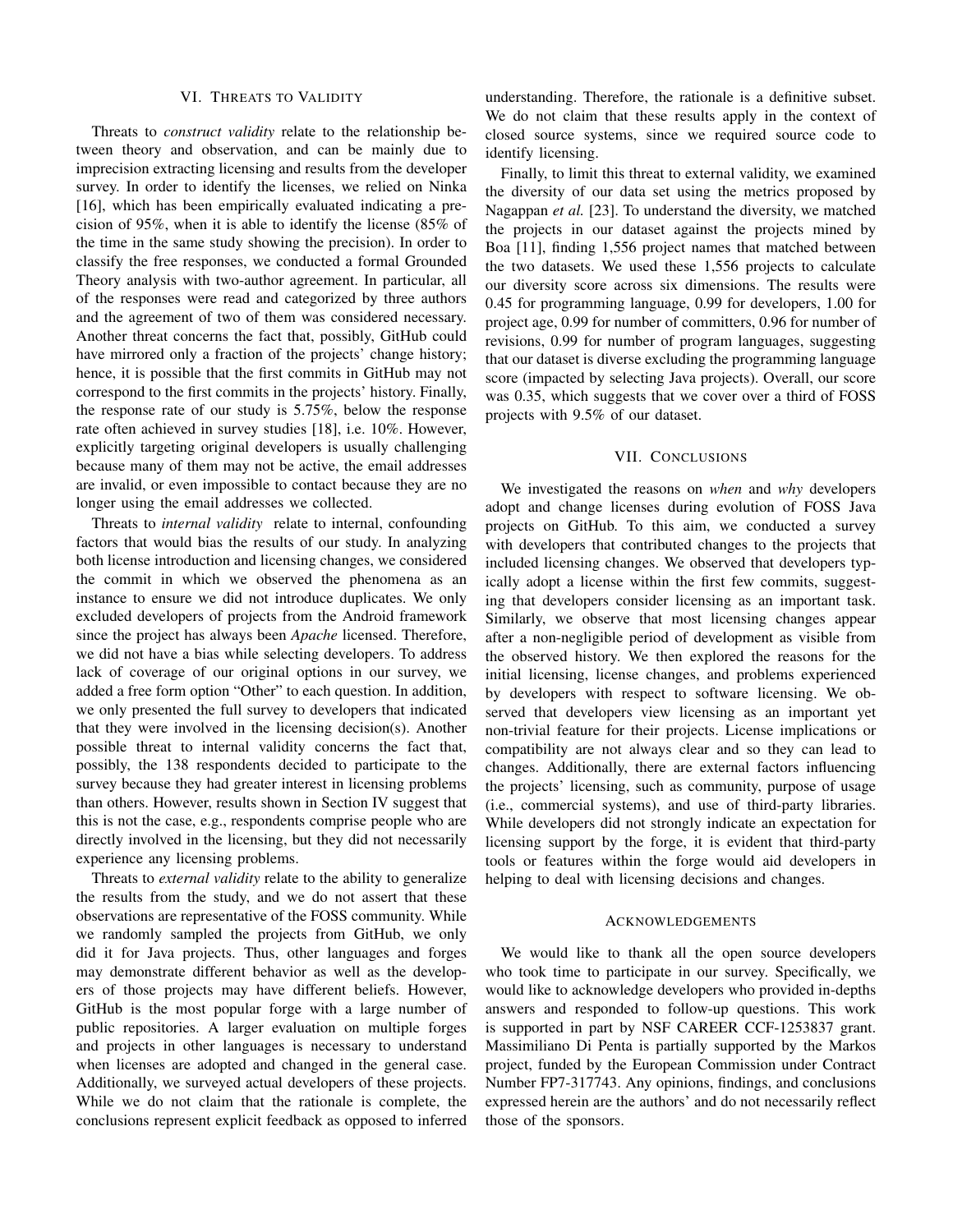## VI. Threats to Validity

Threats to *construct validity* relate to the relationship between theory and observation, and can be mainly due to imprecision extracting licensing and results from the developer survey. In order to identify the licenses, we relied on Ninka [16], which has been empirically evaluated indicating a precision of 95%, when it is able to identify the license (85% of the time in the same study showing the precision). In order to classify the free responses, we conducted a formal Grounded Theory analysis with two-author agreement. In particular, all of the responses were read and categorized by three authors and the agreement of two of them was considered necessary. Another threat concerns the fact that, possibly, GitHub could have mirrored only a fraction of the projects' change history; hence, it is possible that the first commits in GitHub may not correspond to the first commits in the projects' history. Finally, the response rate of our study is 5.75%, below the response rate often achieved in survey studies [18], i.e. 10%. However, explicitly targeting original developers is usually challenging because many of them may not be active, the email addresses are invalid, or even impossible to contact because they are no longer using the email addresses we collected.

Threats to *internal validity* relate to internal, confounding factors that would bias the results of our study. In analyzing both license introduction and licensing changes, we considered the commit in which we observed the phenomena as an instance to ensure we did not introduce duplicates. We only excluded developers of projects from the Android framework since the project has always been *Apache* licensed. Therefore, we did not have a bias while selecting developers. To address lack of coverage of our original options in our survey, we added a free form option "Other" to each question. In addition, we only presented the full survey to developers that indicated that they were involved in the licensing decision(s). Another possible threat to internal validity concerns the fact that, possibly, the 138 respondents decided to participate to the survey because they had greater interest in licensing problems than others. However, results shown in Section IV suggest that this is not the case, e.g., respondents comprise people who are directly involved in the licensing, but they did not necessarily experience any licensing problems.

Threats to *external validity* relate to the ability to generalize the results from the study, and we do not assert that these observations are representative of the FOSS community. While we randomly sampled the projects from GitHub, we only did it for Java projects. Thus, other languages and forges may demonstrate different behavior as well as the developers of those projects may have different beliefs. However, GitHub is the most popular forge with a large number of public repositories. A larger evaluation on multiple forges and projects in other languages is necessary to understand when licenses are adopted and changed in the general case. Additionally, we surveyed actual developers of these projects. While we do not claim that the rationale is complete, the conclusions represent explicit feedback as opposed to inferred understanding. Therefore, the rationale is a definitive subset. We do not claim that these results apply in the context of closed source systems, since we required source code to identify licensing.

Finally, to limit this threat to external validity, we examined the diversity of our data set using the metrics proposed by Nagappan *et al.* [23]. To understand the diversity, we matched the projects in our dataset against the projects mined by Boa [11], finding 1,556 project names that matched between the two datasets. We used these 1,556 projects to calculate our diversity score across six dimensions. The results were 0.45 for programming language, 0.99 for developers, 1.00 for project age, 0.99 for number of committers, 0.96 for number of revisions, 0.99 for number of program languages, suggesting that our dataset is diverse excluding the programming language score (impacted by selecting Java projects). Overall, our score was 0.35, which suggests that we cover over a third of FOSS projects with 9.5% of our dataset.

## VII. Conclusions

We investigated the reasons on *when* and *why* developers adopt and change licenses during evolution of FOSS Java projects on GitHub. To this aim, we conducted a survey with developers that contributed changes to the projects that included licensing changes. We observed that developers typically adopt a license within the first few commits, suggesting that developers consider licensing as an important task. Similarly, we observe that most licensing changes appear after a non-negligible period of development as visible from the observed history. We then explored the reasons for the initial licensing, license changes, and problems experienced by developers with respect to software licensing. We observed that developers view licensing as an important yet non-trivial feature for their projects. License implications or compatibility are not always clear and so they can lead to changes. Additionally, there are external factors influencing the projects' licensing, such as community, purpose of usage (i.e., commercial systems), and use of third-party libraries. While developers did not strongly indicate an expectation for licensing support by the forge, it is evident that third-party tools or features within the forge would aid developers in helping to deal with licensing decisions and changes.

## Acknowledgements

We would like to thank all the open source developers who took time to participate in our survey. Specifically, we would like to acknowledge developers who provided in-depths answers and responded to follow-up questions. This work is supported in part by NSF CAREER CCF-1253837 grant. Massimiliano Di Penta is partially supported by the Markos project, funded by the European Commission under Contract Number FP7-317743. Any opinions, findings, and conclusions expressed herein are the authors' and do not necessarily reflect those of the sponsors.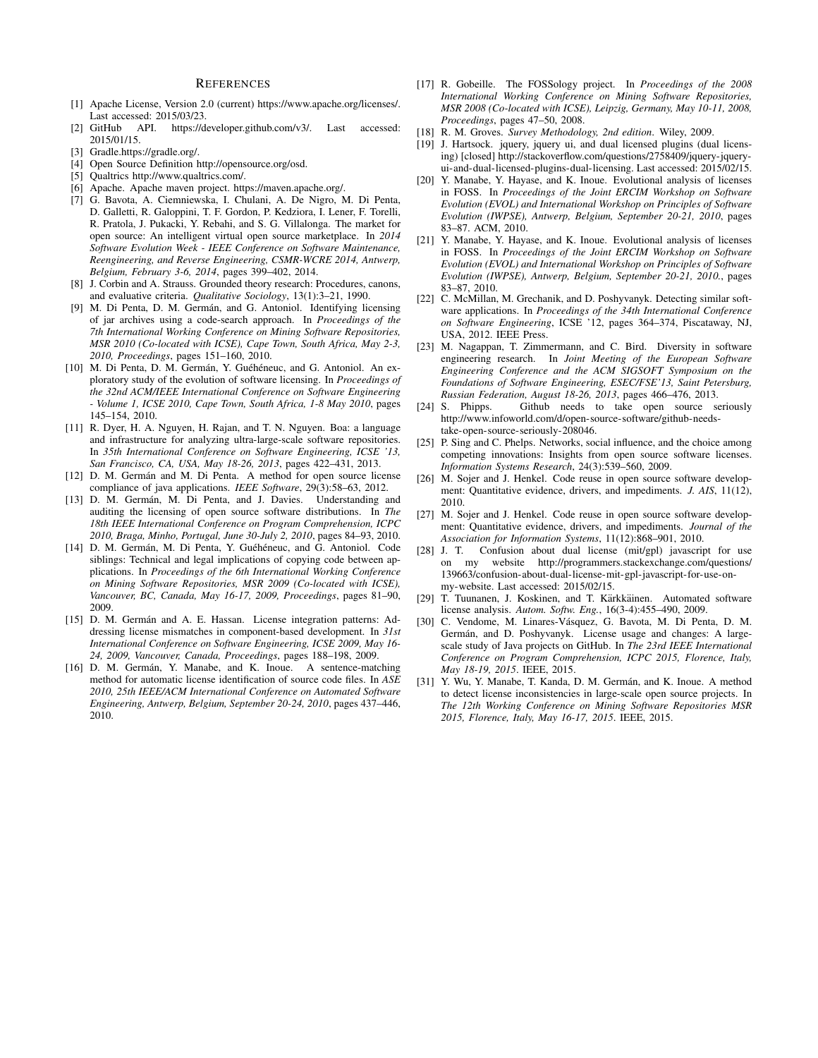## References

[1] Apache License, Version 2.0 (current) https://www.apache.org/licenses/. Last accessed: 2015/03/23.

[2] GitHub API. https://developer.github.com/v3/. Last accessed: 2015/01/15.

[3] Gradle.https://gradle.org/.

[4] Open Source Definition http://opensource.org/osd.

[5] Qualtrics http://www.qualtrics.com/.

[6] Apache. Apache maven project. https://maven.apache.org/.

[7] G. Bavota, A. Ciemniewska, I. Chulani, A. De Nigro, M. Di Penta, D. Galletti, R. Galoppini, T. F. Gordon, P. Kedziora, I. Lener, F. Torelli, R. Pratola, J. Pukacki, Y. Rebahi, and S. G. Villalonga. The market for open source: An intelligent virtual open source marketplace. In *2014 Software Evolution Week - IEEE Conference on Software Maintenance, Reengineering, and Reverse Engineering, CSMR-WCRE 2014, Antwerp, Belgium, February 3-6, 2014*, pages 399–402, 2014.

[8] J. Corbin and A. Strauss. Grounded theory research: Procedures, canons, and evaluative criteria. *Qualitative Sociology*, 13(1):3–21, 1990.

[9] M. Di Penta, D. M. Germán, and G. Antoniol. Identifying licensing of jar archives using a code-search approach. In *Proceedings of the 7th International Working Conference on Mining Software Repositories, MSR 2010 (Co-located with ICSE), Cape Town, South Africa, May 2-3, 2010, Proceedings*, pages 151–160, 2010.

[10] M. Di Penta, D. M. Germán, Y. Guéhéneuc, and G. Antoniol. An exploratory study of the evolution of software licensing. In *Proceedings of the 32nd ACM/IEEE International Conference on Software Engineering - Volume 1, ICSE 2010, Cape Town, South Africa, 1-8 May 2010*, pages 145–154, 2010.

[11] R. Dyer, H. A. Nguyen, H. Rajan, and T. N. Nguyen. Boa: a language and infrastructure for analyzing ultra-large-scale software repositories. In *35th International Conference on Software Engineering, ICSE '13, San Francisco, CA, USA, May 18-26, 2013*, pages 422–431, 2013.

[12] D. M. Germán and M. Di Penta. A method for open source license compliance of java applications. *IEEE Software*, 29(3):58–63, 2012.

[13] D. M. Germán, M. Di Penta, and J. Davies. Understanding and auditing the licensing of open source software distributions. In *The 18th IEEE International Conference on Program Comprehension, ICPC 2010, Braga, Minho, Portugal, June 30-July 2, 2010*, pages 84–93, 2010.

[14] D. M. Germán, M. Di Penta, Y. Guéhéneuc, and G. Antoniol. Code siblings: Technical and legal implications of copying code between applications. In *Proceedings of the 6th International Working Conference on Mining Software Repositories, MSR 2009 (Co-located with ICSE), Vancouver, BC, Canada, May 16-17, 2009, Proceedings*, pages 81–90, 2009.

[15] D. M. Germán and A. E. Hassan. License integration patterns: Addressing license mismatches in component-based development. In *31st International Conference on Software Engineering, ICSE 2009, May 16-24, 2009, Vancouver, Canada, Proceedings*, pages 188–198, 2009.

[16] D. M. Germán, Y. Manabe, and K. Inoue. A sentence-matching method for automatic license identification of source code files. In *ASE 2010, 25th IEEE/ACM International Conference on Automated Software Engineering, Antwerp, Belgium, September 20-24, 2010*, pages 437–446, 2010.

[17] R. Gobeille. The FOSSology project. In *Proceedings of the 2008 International Working Conference on Mining Software Repositories, MSR 2008 (Co-located with ICSE), Leipzig, Germany, May 10-11, 2008, Proceedings*, pages 47–50, 2008.

[18] R. M. Groves. *Survey Methodology, 2nd edition*. Wiley, 2009.

[19] J. Hartsock. jquery, jquery ui, and dual licensed plugins (dual licensing) [closed] http://stackoverflow.com/questions/2758409/jquery-jquery-ui-and-dual-licensed-plugins-dual-licensing. Last accessed: 2015/02/15.

[20] Y. Manabe, Y. Hayase, and K. Inoue. Evolutional analysis of licenses in FOSS. In *Proceedings of the Joint ERCIM Workshop on Software Evolution (EVOL) and International Workshop on Principles of Software Evolution (IWPSE), Antwerp, Belgium, September 20-21, 2010*, pages 83–87. ACM, 2010.

[21] Y. Manabe, Y. Hayase, and K. Inoue. Evolutional analysis of licenses in FOSS. In *Proceedings of the Joint ERCIM Workshop on Software Evolution (EVOL) and International Workshop on Principles of Software Evolution (IWPSE), Antwerp, Belgium, September 20-21, 2010.*, pages 83–87, 2010.

[22] C. McMillan, M. Grechanik, and D. Poshyvanyk. Detecting similar software applications. In *Proceedings of the 34th International Conference on Software Engineering*, ICSE '12, pages 364–374, Piscataway, NJ, USA, 2012. IEEE Press.

[23] M. Nagappan, T. Zimmermann, and C. Bird. Diversity in software engineering research. In *Joint Meeting of the European Software Engineering Conference and the ACM SIGSOFT Symposium on the Foundations of Software Engineering, ESEC/FSE'13, Saint Petersburg, Russian Federation, August 18-26, 2013*, pages 466–476, 2013.

[24] S. Phipps. Github needs to take open source seriously http://www.infoworld.com/d/open-source-software/github-needs-take-open-source-seriously-208046.

[25] P. Sing and C. Phelps. Networks, social influence, and the choice among competing innovations: Insights from open source software licenses. *Information Systems Research*, 24(3):539–560, 2009.

[26] M. Sojer and J. Henkel. Code reuse in open source software development: Quantitative evidence, drivers, and impediments. *J. AIS*, 11(12), 2010.

[27] M. Sojer and J. Henkel. Code reuse in open source software development: Quantitative evidence, drivers, and impediments. *Journal of the Association for Information Systems*, 11(12):868–901, 2010.

[28] J. T. Confusion about dual license (mit/gpl) javascript for use on my website http://programmers.stackexchange.com/questions/139663/confusion-about-dual-license-mit-gpl-javascript-for-use-on-my-website. Last accessed: 2015/02/15.

[29] T. Tuunanen, J. Koskinen, and T. Kärkkäinen. Automated software license analysis. *Autom. Softw. Eng.*, 16(3-4):455–490, 2009.

[30] C. Vendome, M. Linares-Vásquez, G. Bavota, M. Di Penta, D. M. Germán, and D. Poshyvanyk. License usage and changes: A large-scale study of Java projects on GitHub. In *The 23rd IEEE International Conference on Program Comprehension, ICPC 2015, Florence, Italy, May 18-19, 2015*. IEEE, 2015.

[31] Y. Wu, Y. Manabe, T. Kanda, D. M. Germán, and K. Inoue. A method to detect license inconsistencies in large-scale open source projects. In *The 12th Working Conference on Mining Software Repositories MSR 2015, Florence, Italy, May 16-17, 2015*. IEEE, 2015.